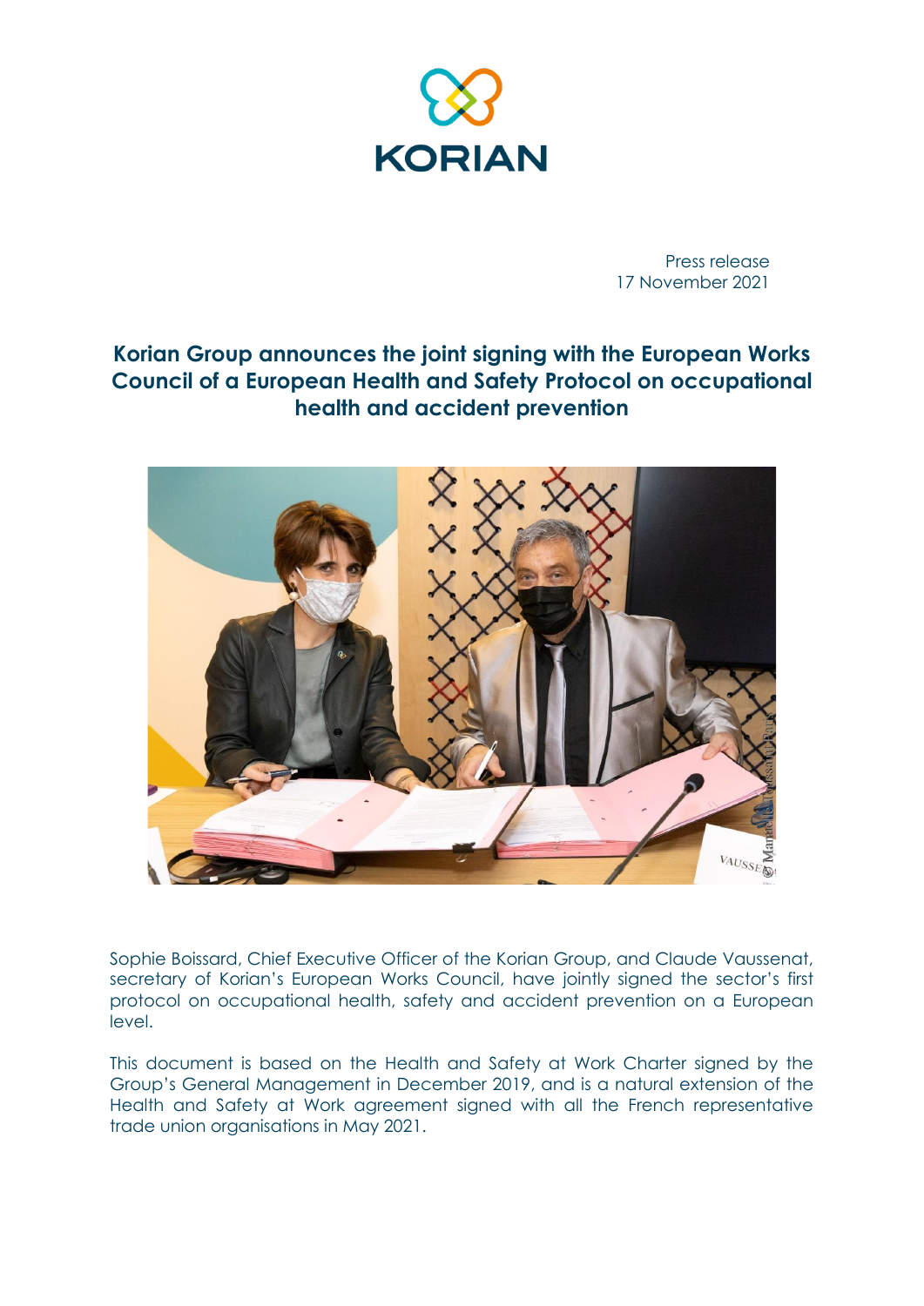KORIAN

Press release
17 November 2021

# Korian Group announces the joint signing with the European Works Council of a European Health and Safety Protocol on occupational health and accident prevention

Sophie Boissard, Chief Executive Officer of the Korian Group, and Claude Vaussenat, secretary of Korian's European Works Council, have jointly signed the sector's first protocol on occupational health, safety and accident prevention on a European level.

This document is based on the Health and Safety at Work Charter signed by the Group's General Management in December 2019, and is a natural extension of the Health and Safety at Work agreement signed with all the French representative trade union organisations in May 2021.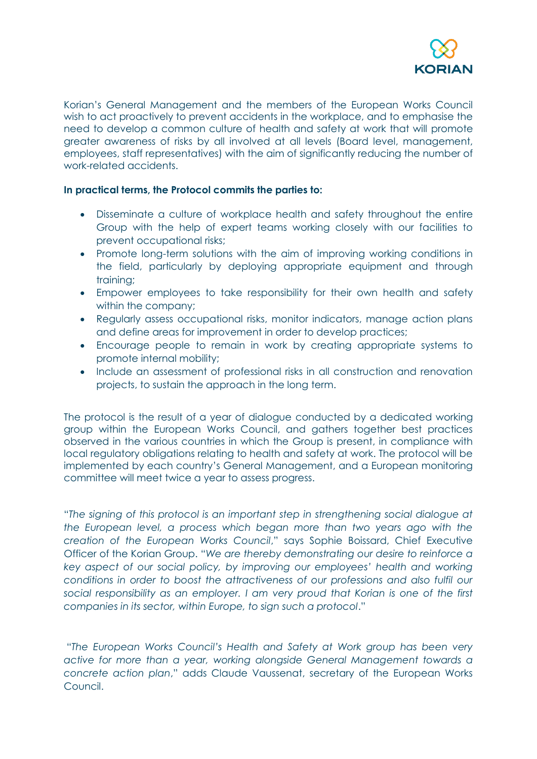Korian's General Management and the members of the European Works Council wish to act proactively to prevent accidents in the workplace, and to emphasise the need to develop a common culture of health and safety at work that will promote greater awareness of risks by all involved at all levels (Board level, management, employees, staff representatives) with the aim of significantly reducing the number of work-related accidents.

**In practical terms, the Protocol commits the parties to:**

- Disseminate a culture of workplace health and safety throughout the entire Group with the help of expert teams working closely with our facilities to prevent occupational risks;
- Promote long-term solutions with the aim of improving working conditions in the field, particularly by deploying appropriate equipment and through training;
- Empower employees to take responsibility for their own health and safety within the company;
- Regularly assess occupational risks, monitor indicators, manage action plans and define areas for improvement in order to develop practices;
- Encourage people to remain in work by creating appropriate systems to promote internal mobility;
- Include an assessment of professional risks in all construction and renovation projects, to sustain the approach in the long term.

The protocol is the result of a year of dialogue conducted by a dedicated working group within the European Works Council, and gathers together best practices observed in the various countries in which the Group is present, in compliance with local regulatory obligations relating to health and safety at work. The protocol will be implemented by each country's General Management, and a European monitoring committee will meet twice a year to assess progress.

"*The signing of this protocol is an important step in strengthening social dialogue at the European level, a process which began more than two years ago with the creation of the European Works Council*," says Sophie Boissard, Chief Executive Officer of the Korian Group. "*We are thereby demonstrating our desire to reinforce a key aspect of our social policy, by improving our employees' health and working conditions in order to boost the attractiveness of our professions and also fulfil our social responsibility as an employer. I am very proud that Korian is one of the first companies in its sector, within Europe, to sign such a protocol*."

"*The European Works Council's Health and Safety at Work group has been very active for more than a year, working alongside General Management towards a concrete action plan*," adds Claude Vaussenat, secretary of the European Works Council.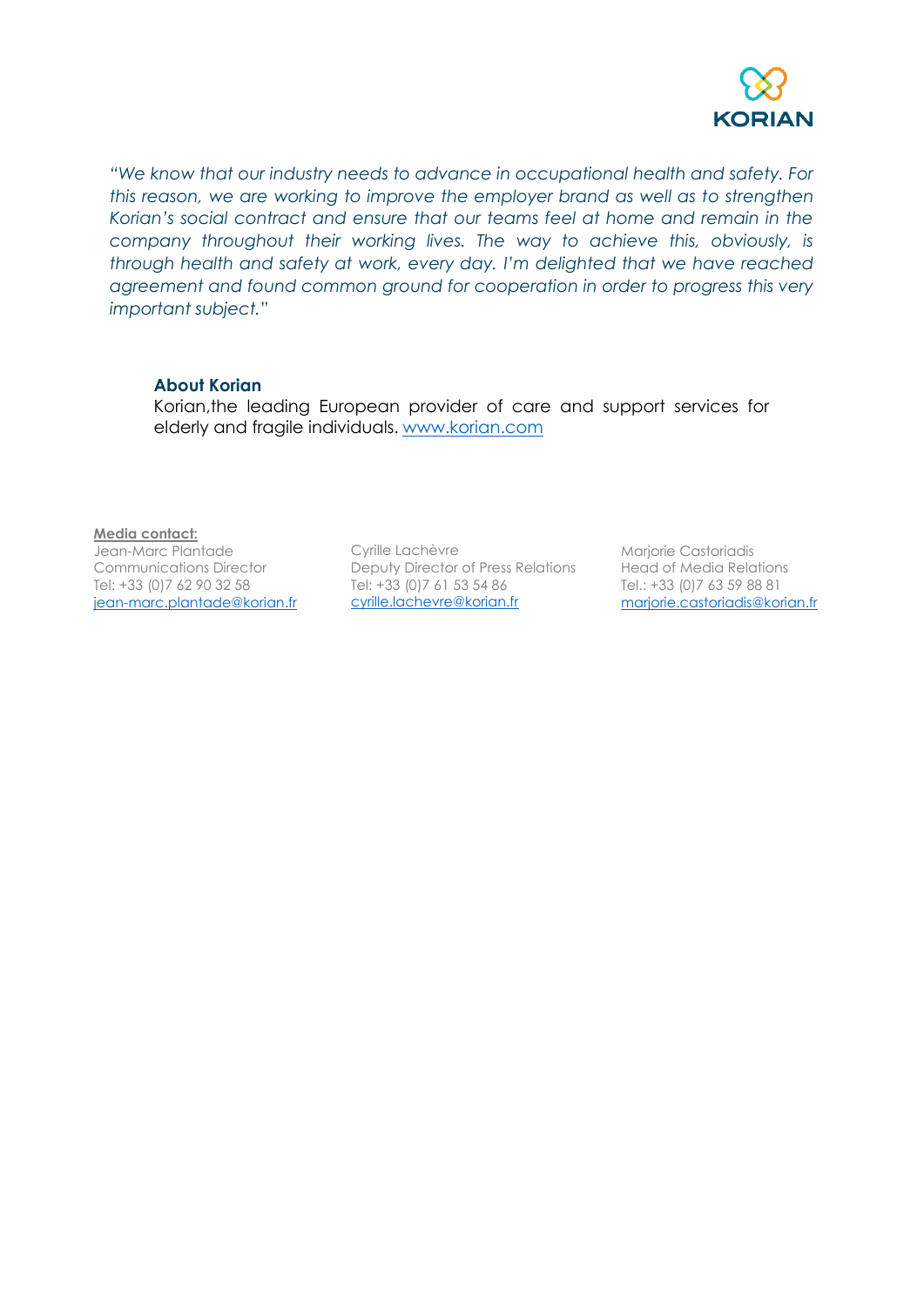*"We know that our industry needs to advance in occupational health and safety. For this reason, we are working to improve the employer brand as well as to strengthen Korian's social contract and ensure that our teams feel at home and remain in the company throughout their working lives. The way to achieve this, obviously, is through health and safety at work, every day. I'm delighted that we have reached agreement and found common ground for cooperation in order to progress this very important subject."*

**About Korian**

Korian,the leading European provider of care and support services for elderly and fragile individuals. www.korian.com

**Media contact:**

Jean-Marc Plantade
Communications Director
Tel: +33 (0)7 62 90 32 58
jean-marc.plantade@korian.fr

Cyrille Lachèvre
Deputy Director of Press Relations
Tel: +33 (0)7 61 53 54 86
cyrille.lachevre@korian.fr

Marjorie Castoriadis
Head of Media Relations
Tel.: +33 (0)7 63 59 88 81
marjorie.castoriadis@korian.fr